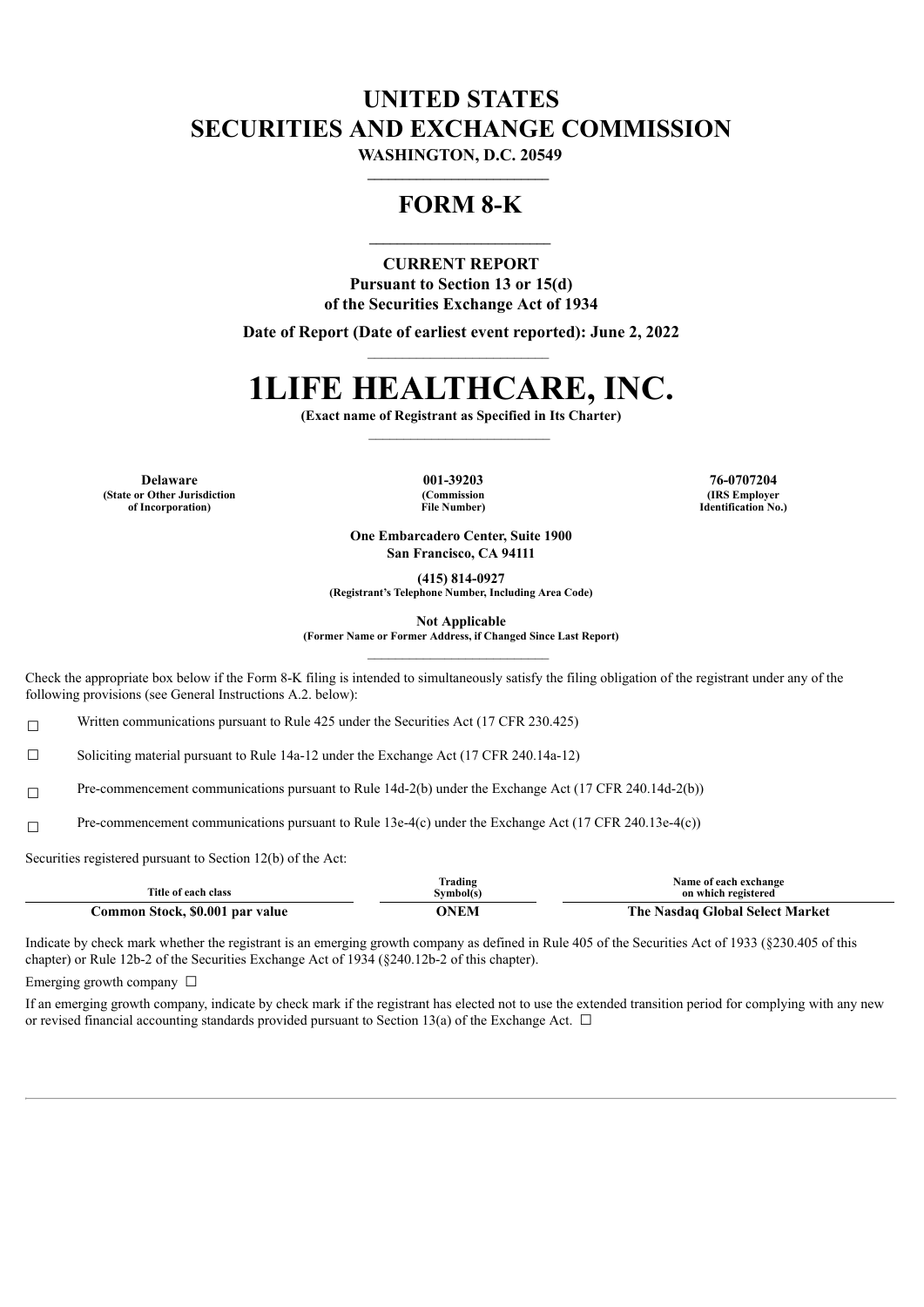# UNITED STATES
# SECURITIES AND EXCHANGE COMMISSION

**WASHINGTON, D.C. 20549**

## FORM 8-K

**CURRENT REPORT**
**Pursuant to Section 13 or 15(d)**
**of the Securities Exchange Act of 1934**

**Date of Report (Date of earliest event reported): June 2, 2022**

# 1LIFE HEALTHCARE, INC.

**(Exact name of Registrant as Specified in Its Charter)**

| Delaware | 001-39203 | 76-0707204 |
|---|---|---|
| (State or Other Jurisdiction of Incorporation) | (Commission File Number) | (IRS Employer Identification No.) |

**One Embarcadero Center, Suite 1900**
**San Francisco, CA 94111**

**(415) 814-0927**
**(Registrant's Telephone Number, Including Area Code)**

**Not Applicable**
**(Former Name or Former Address, if Changed Since Last Report)**

Check the appropriate box below if the Form 8-K filing is intended to simultaneously satisfy the filing obligation of the registrant under any of the following provisions (see General Instructions A.2. below):

☐ Written communications pursuant to Rule 425 under the Securities Act (17 CFR 230.425)

☐ Soliciting material pursuant to Rule 14a-12 under the Exchange Act (17 CFR 240.14a-12)

☐ Pre-commencement communications pursuant to Rule 14d-2(b) under the Exchange Act (17 CFR 240.14d-2(b))

☐ Pre-commencement communications pursuant to Rule 13e-4(c) under the Exchange Act (17 CFR 240.13e-4(c))

Securities registered pursuant to Section 12(b) of the Act:

| Title of each class | Trading Symbol(s) | Name of each exchange on which registered |
|---|---|---|
| **Common Stock, $0.001 par value** | **ONEM** | **The Nasdaq Global Select Market** |

Indicate by check mark whether the registrant is an emerging growth company as defined in Rule 405 of the Securities Act of 1933 (§230.405 of this chapter) or Rule 12b-2 of the Securities Exchange Act of 1934 (§240.12b-2 of this chapter).

Emerging growth company ☐

If an emerging growth company, indicate by check mark if the registrant has elected not to use the extended transition period for complying with any new or revised financial accounting standards provided pursuant to Section 13(a) of the Exchange Act. ☐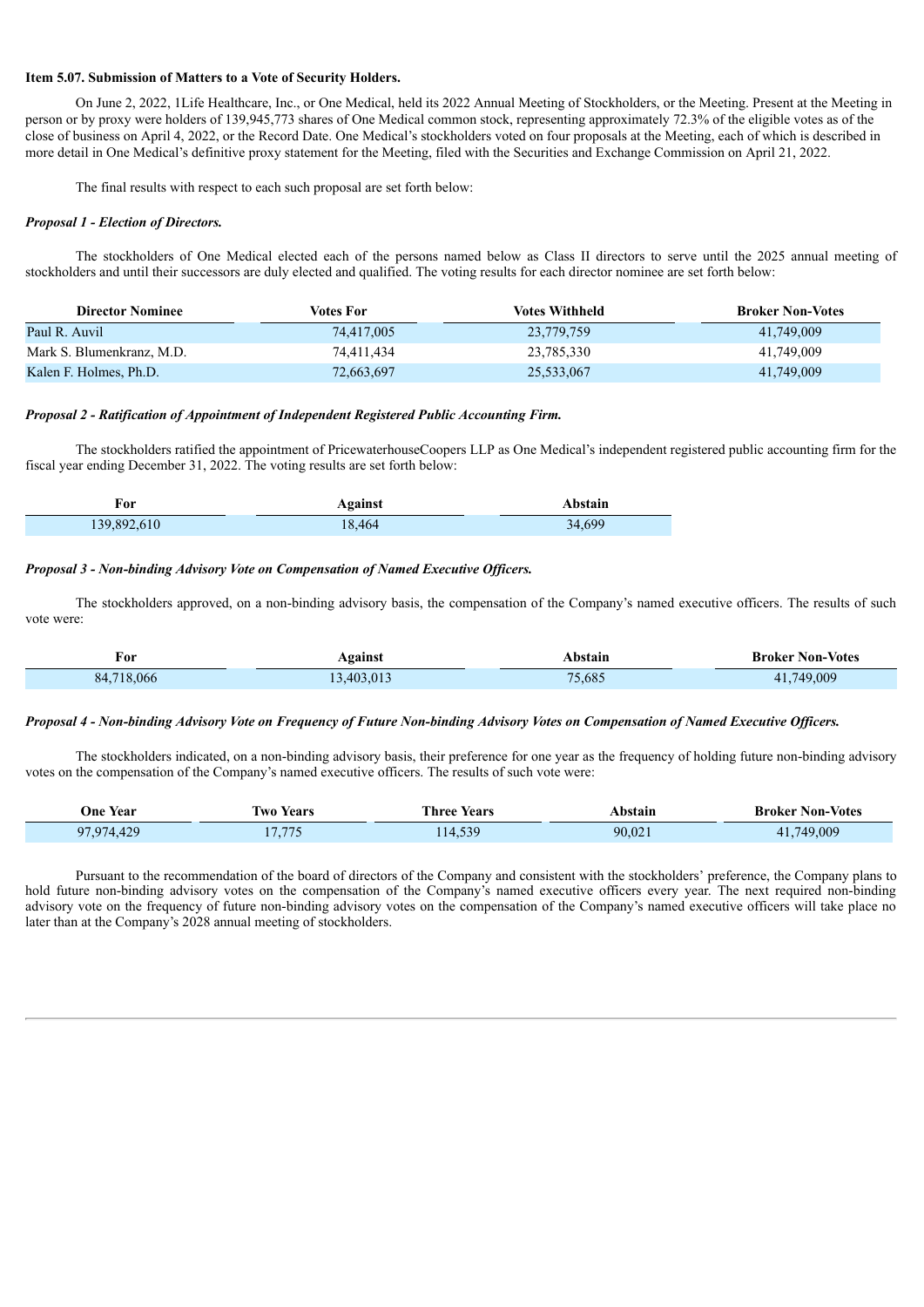**Item 5.07. Submission of Matters to a Vote of Security Holders.**

On June 2, 2022, 1Life Healthcare, Inc., or One Medical, held its 2022 Annual Meeting of Stockholders, or the Meeting. Present at the Meeting in person or by proxy were holders of 139,945,773 shares of One Medical common stock, representing approximately 72.3% of the eligible votes as of the close of business on April 4, 2022, or the Record Date. One Medical's stockholders voted on four proposals at the Meeting, each of which is described in more detail in One Medical's definitive proxy statement for the Meeting, filed with the Securities and Exchange Commission on April 21, 2022.

The final results with respect to each such proposal are set forth below:

***Proposal 1 - Election of Directors.***

The stockholders of One Medical elected each of the persons named below as Class II directors to serve until the 2025 annual meeting of stockholders and until their successors are duly elected and qualified. The voting results for each director nominee are set forth below:

| Director Nominee | Votes For | Votes Withheld | Broker Non-Votes |
|---|---|---|---|
| Paul R. Auvil | 74,417,005 | 23,779,759 | 41,749,009 |
| Mark S. Blumenkranz, M.D. | 74,411,434 | 23,785,330 | 41,749,009 |
| Kalen F. Holmes, Ph.D. | 72,663,697 | 25,533,067 | 41,749,009 |

***Proposal 2 - Ratification of Appointment of Independent Registered Public Accounting Firm.***

The stockholders ratified the appointment of PricewaterhouseCoopers LLP as One Medical's independent registered public accounting firm for the fiscal year ending December 31, 2022. The voting results are set forth below:

| For | Against | Abstain |
|---|---|---|
| 139,892,610 | 18,464 | 34,699 |

***Proposal 3 - Non-binding Advisory Vote on Compensation of Named Executive Officers.***

The stockholders approved, on a non-binding advisory basis, the compensation of the Company's named executive officers. The results of such vote were:

| For | Against | Abstain | Broker Non-Votes |
|---|---|---|---|
| 84,718,066 | 13,403,013 | 75,685 | 41,749,009 |

***Proposal 4 - Non-binding Advisory Vote on Frequency of Future Non-binding Advisory Votes on Compensation of Named Executive Officers.***

The stockholders indicated, on a non-binding advisory basis, their preference for one year as the frequency of holding future non-binding advisory votes on the compensation of the Company's named executive officers. The results of such vote were:

| One Year | Two Years | Three Years | Abstain | Broker Non-Votes |
|---|---|---|---|---|
| 97,974,429 | 17,775 | 114,539 | 90,021 | 41,749,009 |

Pursuant to the recommendation of the board of directors of the Company and consistent with the stockholders' preference, the Company plans to hold future non-binding advisory votes on the compensation of the Company's named executive officers every year. The next required non-binding advisory vote on the frequency of future non-binding advisory votes on the compensation of the Company's named executive officers will take place no later than at the Company's 2028 annual meeting of stockholders.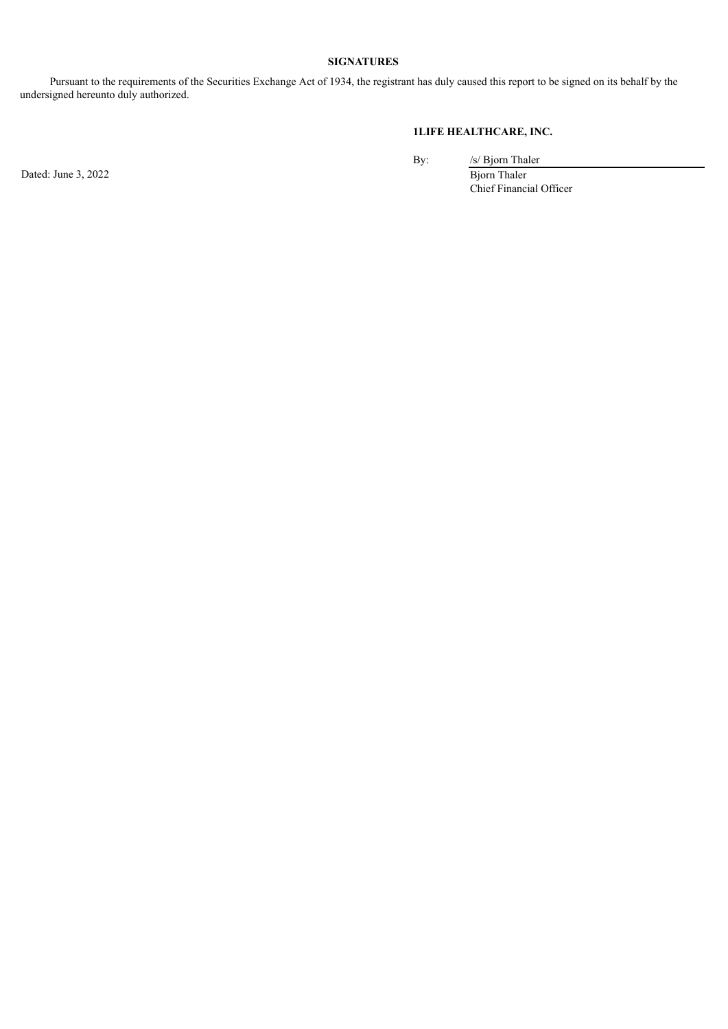# SIGNATURES

Pursuant to the requirements of the Securities Exchange Act of 1934, the registrant has duly caused this report to be signed on its behalf by the undersigned hereunto duly authorized.

**1LIFE HEALTHCARE, INC.**

Dated: June 3, 2022

By: /s/ Bjorn Thaler
Bjorn Thaler
Chief Financial Officer